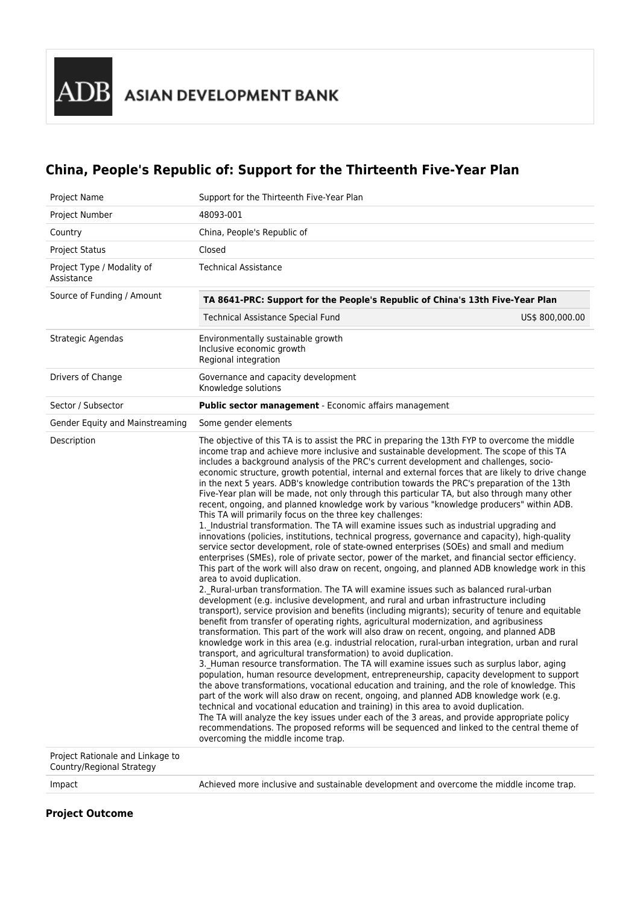ADB ASIAN DEVELOPMENT BANK

## China, People's Republic of: Support for the Thirteenth Five-Year Plan

| | |
|---|---|
| Project Name | Support for the Thirteenth Five-Year Plan |
| Project Number | 48093-001 |
| Country | China, People's Republic of |
| Project Status | Closed |
| Project Type / Modality of Assistance | Technical Assistance |
| Source of Funding / Amount | **TA 8641-PRC: Support for the People's Republic of China's 13th Five-Year Plan**<br>Technical Assistance Special Fund — US$ 800,000.00 |
| Strategic Agendas | Environmentally sustainable growth<br>Inclusive economic growth<br>Regional integration |
| Drivers of Change | Governance and capacity development<br>Knowledge solutions |
| Sector / Subsector | **Public sector management** - Economic affairs management |
| Gender Equity and Mainstreaming | Some gender elements |
| Description | The objective of this TA is to assist the PRC in preparing the 13th FYP to overcome the middle income trap and achieve more inclusive and sustainable development. The scope of this TA includes a background analysis of the PRC's current development and challenges, socio-economic structure, growth potential, internal and external forces that are likely to drive change in the next 5 years. ADB's knowledge contribution towards the PRC's preparation of the 13th Five-Year plan will be made, not only through this particular TA, but also through many other recent, ongoing, and planned knowledge work by various "knowledge producers" within ADB. This TA will primarily focus on the three key challenges:<br>1._Industrial transformation. The TA will examine issues such as industrial upgrading and innovations (policies, institutions, technical progress, governance and capacity), high-quality service sector development, role of state-owned enterprises (SOEs) and small and medium enterprises (SMEs), role of private sector, power of the market, and financial sector efficiency. This part of the work will also draw on recent, ongoing, and planned ADB knowledge work in this area to avoid duplication.<br>2._Rural-urban transformation. The TA will examine issues such as balanced rural-urban development (e.g. inclusive development, and rural and urban infrastructure including transport), service provision and benefits (including migrants); security of tenure and equitable benefit from transfer of operating rights, agricultural modernization, and agribusiness transformation. This part of the work will also draw on recent, ongoing, and planned ADB knowledge work in this area (e.g. industrial relocation, rural-urban integration, urban and rural transport, and agricultural transformation) to avoid duplication.<br>3._Human resource transformation. The TA will examine issues such as surplus labor, aging population, human resource development, entrepreneurship, capacity development to support the above transformations, vocational education and training, and the role of knowledge. This part of the work will also draw on recent, ongoing, and planned ADB knowledge work (e.g. technical and vocational education and training) in this area to avoid duplication.<br>The TA will analyze the key issues under each of the 3 areas, and provide appropriate policy recommendations. The proposed reforms will be sequenced and linked to the central theme of overcoming the middle income trap. |
| Project Rationale and Linkage to Country/Regional Strategy | |
| Impact | Achieved more inclusive and sustainable development and overcome the middle income trap. |

### Project Outcome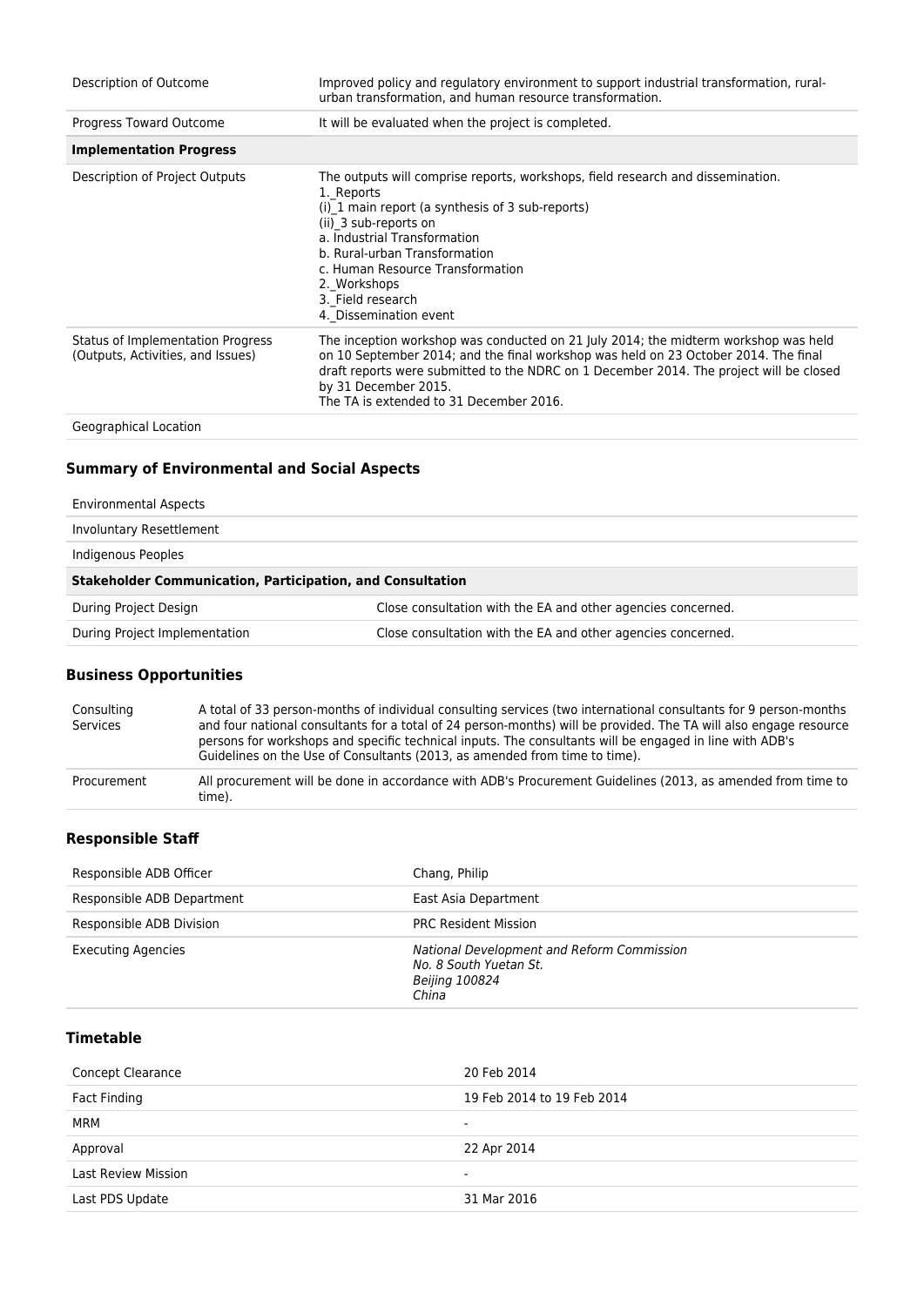| | |
|---|---|
| Description of Outcome | Improved policy and regulatory environment to support industrial transformation, rural-urban transformation, and human resource transformation. |
| Progress Toward Outcome | It will be evaluated when the project is completed. |
| **Implementation Progress** | |
| Description of Project Outputs | The outputs will comprise reports, workshops, field research and dissemination.<br>1._Reports<br>(i)_1 main report (a synthesis of 3 sub-reports)<br>(ii)_3 sub-reports on<br>a. Industrial Transformation<br>b. Rural-urban Transformation<br>c. Human Resource Transformation<br>2._Workshops<br>3._Field research<br>4._Dissemination event |
| Status of Implementation Progress (Outputs, Activities, and Issues) | The inception workshop was conducted on 21 July 2014; the midterm workshop was held on 10 September 2014; and the final workshop was held on 23 October 2014. The final draft reports were submitted to the NDRC on 1 December 2014. The project will be closed by 31 December 2015.<br>The TA is extended to 31 December 2016. |
| Geographical Location | |

### Summary of Environmental and Social Aspects

| | |
|---|---|
| Environmental Aspects | |
| Involuntary Resettlement | |
| Indigenous Peoples | |
| **Stakeholder Communication, Participation, and Consultation** | |
| During Project Design | Close consultation with the EA and other agencies concerned. |
| During Project Implementation | Close consultation with the EA and other agencies concerned. |

### Business Opportunities

| | |
|---|---|
| Consulting Services | A total of 33 person-months of individual consulting services (two international consultants for 9 person-months and four national consultants for a total of 24 person-months) will be provided. The TA will also engage resource persons for workshops and specific technical inputs. The consultants will be engaged in line with ADB's Guidelines on the Use of Consultants (2013, as amended from time to time). |
| Procurement | All procurement will be done in accordance with ADB's Procurement Guidelines (2013, as amended from time to time). |

### Responsible Staff

| | |
|---|---|
| Responsible ADB Officer | Chang, Philip |
| Responsible ADB Department | East Asia Department |
| Responsible ADB Division | PRC Resident Mission |
| Executing Agencies | *National Development and Reform Commission*<br>*No. 8 South Yuetan St.*<br>*Beijing 100824*<br>*China* |

### Timetable

| | |
|---|---|
| Concept Clearance | 20 Feb 2014 |
| Fact Finding | 19 Feb 2014 to 19 Feb 2014 |
| MRM | - |
| Approval | 22 Apr 2014 |
| Last Review Mission | - |
| Last PDS Update | 31 Mar 2016 |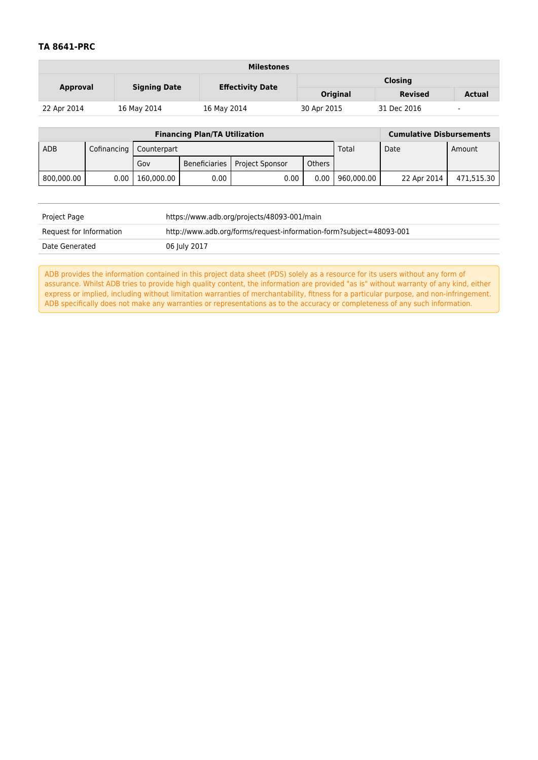**TA 8641-PRC**

| Milestones | | | | | |
|---|---|---|---|---|---|
| Approval | Signing Date | Effectivity Date | Closing | | |
| | | | Original | Revised | Actual |
| 22 Apr 2014 | 16 May 2014 | 16 May 2014 | 30 Apr 2015 | 31 Dec 2016 | - |

| Financing Plan/TA Utilization | | | | | | | Cumulative Disbursements | |
|---|---|---|---|---|---|---|---|---|
| ADB | Cofinancing | Counterpart | | | | Total | Date | Amount |
| | | Gov | Beneficiaries | Project Sponsor | Others | | | |
| 800,000.00 | 0.00 | 160,000.00 | 0.00 | 0.00 | 0.00 | 960,000.00 | 22 Apr 2014 | 471,515.30 |

| | |
|---|---|
| Project Page | https://www.adb.org/projects/48093-001/main |
| Request for Information | http://www.adb.org/forms/request-information-form?subject=48093-001 |
| Date Generated | 06 July 2017 |

ADB provides the information contained in this project data sheet (PDS) solely as a resource for its users without any form of assurance. Whilst ADB tries to provide high quality content, the information are provided "as is" without warranty of any kind, either express or implied, including without limitation warranties of merchantability, fitness for a particular purpose, and non-infringement. ADB specifically does not make any warranties or representations as to the accuracy or completeness of any such information.